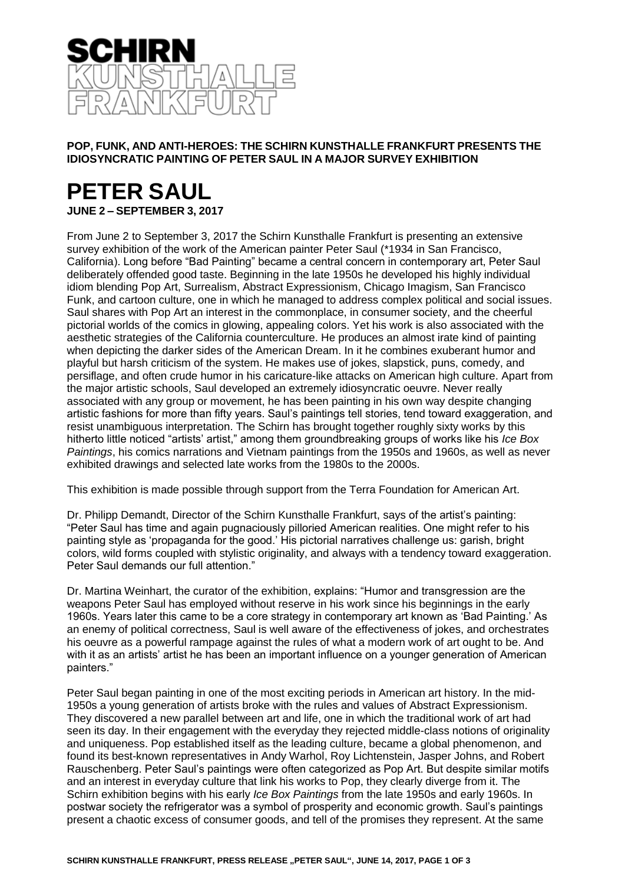**SCHIRN KUNSTHALLE FRANKFURT**

**POP, FUNK, AND ANTI-HEROES: THE SCHIRN KUNSTHALLE FRANKFURT PRESENTS THE IDIOSYNCRATIC PAINTING OF PETER SAUL IN A MAJOR SURVEY EXHIBITION**

# PETER SAUL

**JUNE 2 – SEPTEMBER 3, 2017**

From June 2 to September 3, 2017 the Schirn Kunsthalle Frankfurt is presenting an extensive survey exhibition of the work of the American painter Peter Saul (*1934 in San Francisco, California). Long before "Bad Painting" became a central concern in contemporary art, Peter Saul deliberately offended good taste. Beginning in the late 1950s he developed his highly individual idiom blending Pop Art, Surrealism, Abstract Expressionism, Chicago Imagism, San Francisco Funk, and cartoon culture, one in which he managed to address complex political and social issues. Saul shares with Pop Art an interest in the commonplace, in consumer society, and the cheerful pictorial worlds of the comics in glowing, appealing colors. Yet his work is also associated with the aesthetic strategies of the California counterculture. He produces an almost irate kind of painting when depicting the darker sides of the American Dream. In it he combines exuberant humor and playful but harsh criticism of the system. He makes use of jokes, slapstick, puns, comedy, and persiflage, and often crude humor in his caricature-like attacks on American high culture. Apart from the major artistic schools, Saul developed an extremely idiosyncratic oeuvre. Never really associated with any group or movement, he has been painting in his own way despite changing artistic fashions for more than fifty years. Saul's paintings tell stories, tend toward exaggeration, and resist unambiguous interpretation. The Schirn has brought together roughly sixty works by this hitherto little noticed "artists' artist," among them groundbreaking groups of works like his *Ice Box Paintings*, his comics narrations and Vietnam paintings from the 1950s and 1960s, as well as never exhibited drawings and selected late works from the 1980s to the 2000s.

This exhibition is made possible through support from the Terra Foundation for American Art.

Dr. Philipp Demandt, Director of the Schirn Kunsthalle Frankfurt, says of the artist's painting: "Peter Saul has time and again pugnaciously pilloried American realities. One might refer to his painting style as 'propaganda for the good.' His pictorial narratives challenge us: garish, bright colors, wild forms coupled with stylistic originality, and always with a tendency toward exaggeration. Peter Saul demands our full attention."

Dr. Martina Weinhart, the curator of the exhibition, explains: "Humor and transgression are the weapons Peter Saul has employed without reserve in his work since his beginnings in the early 1960s. Years later this came to be a core strategy in contemporary art known as 'Bad Painting.' As an enemy of political correctness, Saul is well aware of the effectiveness of jokes, and orchestrates his oeuvre as a powerful rampage against the rules of what a modern work of art ought to be. And with it as an artists' artist he has been an important influence on a younger generation of American painters."

Peter Saul began painting in one of the most exciting periods in American art history. In the mid-1950s a young generation of artists broke with the rules and values of Abstract Expressionism. They discovered a new parallel between art and life, one in which the traditional work of art had seen its day. In their engagement with the everyday they rejected middle-class notions of originality and uniqueness. Pop established itself as the leading culture, became a global phenomenon, and found its best-known representatives in Andy Warhol, Roy Lichtenstein, Jasper Johns, and Robert Rauschenberg. Peter Saul's paintings were often categorized as Pop Art. But despite similar motifs and an interest in everyday culture that link his works to Pop, they clearly diverge from it. The Schirn exhibition begins with his early *Ice Box Paintings* from the late 1950s and early 1960s. In postwar society the refrigerator was a symbol of prosperity and economic growth. Saul's paintings present a chaotic excess of consumer goods, and tell of the promises they represent. At the same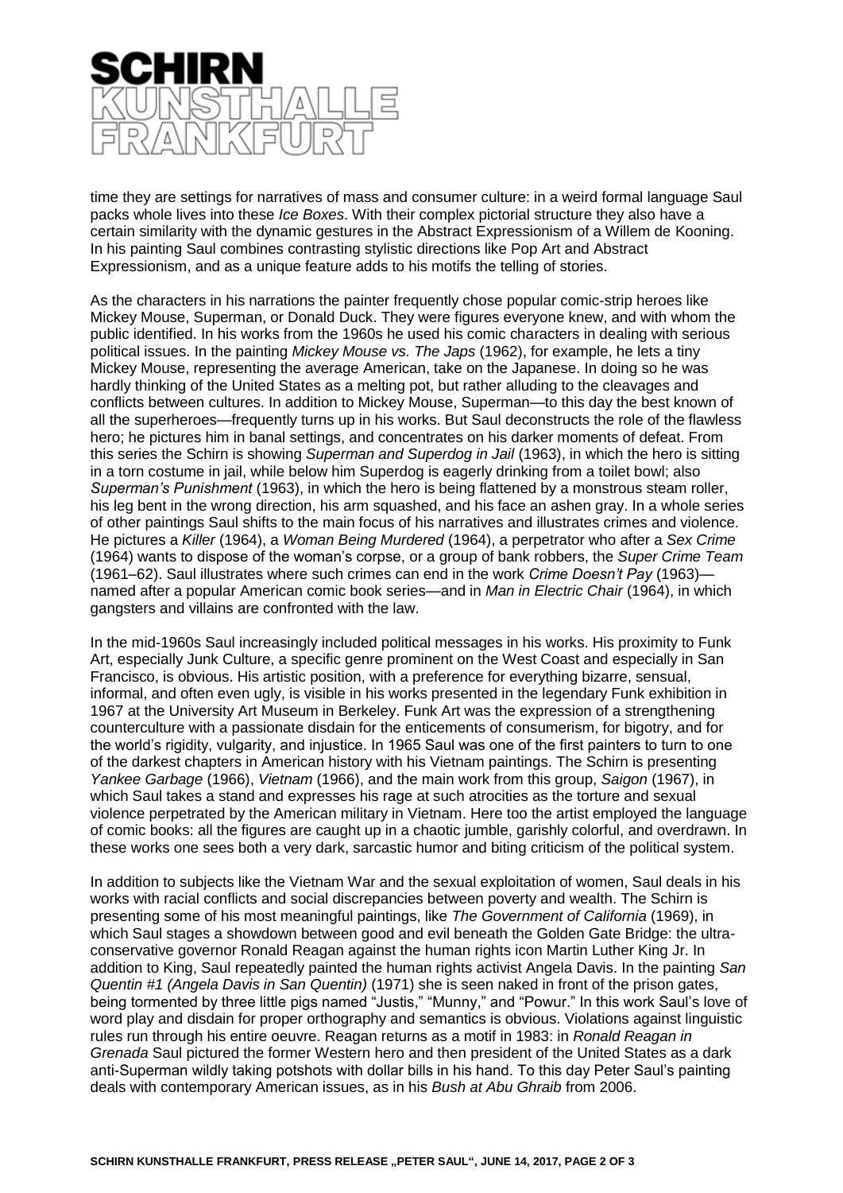time they are settings for narratives of mass and consumer culture: in a weird formal language Saul packs whole lives into these *Ice Boxes*. With their complex pictorial structure they also have a certain similarity with the dynamic gestures in the Abstract Expressionism of a Willem de Kooning. In his painting Saul combines contrasting stylistic directions like Pop Art and Abstract Expressionism, and as a unique feature adds to his motifs the telling of stories.

As the characters in his narrations the painter frequently chose popular comic-strip heroes like Mickey Mouse, Superman, or Donald Duck. They were figures everyone knew, and with whom the public identified. In his works from the 1960s he used his comic characters in dealing with serious political issues. In the painting *Mickey Mouse vs. The Japs* (1962), for example, he lets a tiny Mickey Mouse, representing the average American, take on the Japanese. In doing so he was hardly thinking of the United States as a melting pot, but rather alluding to the cleavages and conflicts between cultures. In addition to Mickey Mouse, Superman—to this day the best known of all the superheroes—frequently turns up in his works. But Saul deconstructs the role of the flawless hero; he pictures him in banal settings, and concentrates on his darker moments of defeat. From this series the Schirn is showing *Superman and Superdog in Jail* (1963), in which the hero is sitting in a torn costume in jail, while below him Superdog is eagerly drinking from a toilet bowl; also *Superman's Punishment* (1963), in which the hero is being flattened by a monstrous steam roller, his leg bent in the wrong direction, his arm squashed, and his face an ashen gray. In a whole series of other paintings Saul shifts to the main focus of his narratives and illustrates crimes and violence. He pictures a *Killer* (1964), a *Woman Being Murdered* (1964), a perpetrator who after a *Sex Crime* (1964) wants to dispose of the woman's corpse, or a group of bank robbers, the *Super Crime Team* (1961–62). Saul illustrates where such crimes can end in the work *Crime Doesn't Pay* (1963)—named after a popular American comic book series—and in *Man in Electric Chair* (1964), in which gangsters and villains are confronted with the law.

In the mid-1960s Saul increasingly included political messages in his works. His proximity to Funk Art, especially Junk Culture, a specific genre prominent on the West Coast and especially in San Francisco, is obvious. His artistic position, with a preference for everything bizarre, sensual, informal, and often even ugly, is visible in his works presented in the legendary Funk exhibition in 1967 at the University Art Museum in Berkeley. Funk Art was the expression of a strengthening counterculture with a passionate disdain for the enticements of consumerism, for bigotry, and for the world's rigidity, vulgarity, and injustice. In 1965 Saul was one of the first painters to turn to one of the darkest chapters in American history with his Vietnam paintings. The Schirn is presenting *Yankee Garbage* (1966), *Vietnam* (1966), and the main work from this group, *Saigon* (1967), in which Saul takes a stand and expresses his rage at such atrocities as the torture and sexual violence perpetrated by the American military in Vietnam. Here too the artist employed the language of comic books: all the figures are caught up in a chaotic jumble, garishly colorful, and overdrawn. In these works one sees both a very dark, sarcastic humor and biting criticism of the political system.

In addition to subjects like the Vietnam War and the sexual exploitation of women, Saul deals in his works with racial conflicts and social discrepancies between poverty and wealth. The Schirn is presenting some of his most meaningful paintings, like *The Government of California* (1969), in which Saul stages a showdown between good and evil beneath the Golden Gate Bridge: the ultra-conservative governor Ronald Reagan against the human rights icon Martin Luther King Jr. In addition to King, Saul repeatedly painted the human rights activist Angela Davis. In the painting *San Quentin #1 (Angela Davis in San Quentin)* (1971) she is seen naked in front of the prison gates, being tormented by three little pigs named "Justis," "Munny," and "Powur." In this work Saul's love of word play and disdain for proper orthography and semantics is obvious. Violations against linguistic rules run through his entire oeuvre. Reagan returns as a motif in 1983: in *Ronald Reagan in Grenada* Saul pictured the former Western hero and then president of the United States as a dark anti-Superman wildly taking potshots with dollar bills in his hand. To this day Peter Saul's painting deals with contemporary American issues, as in his *Bush at Abu Ghraib* from 2006.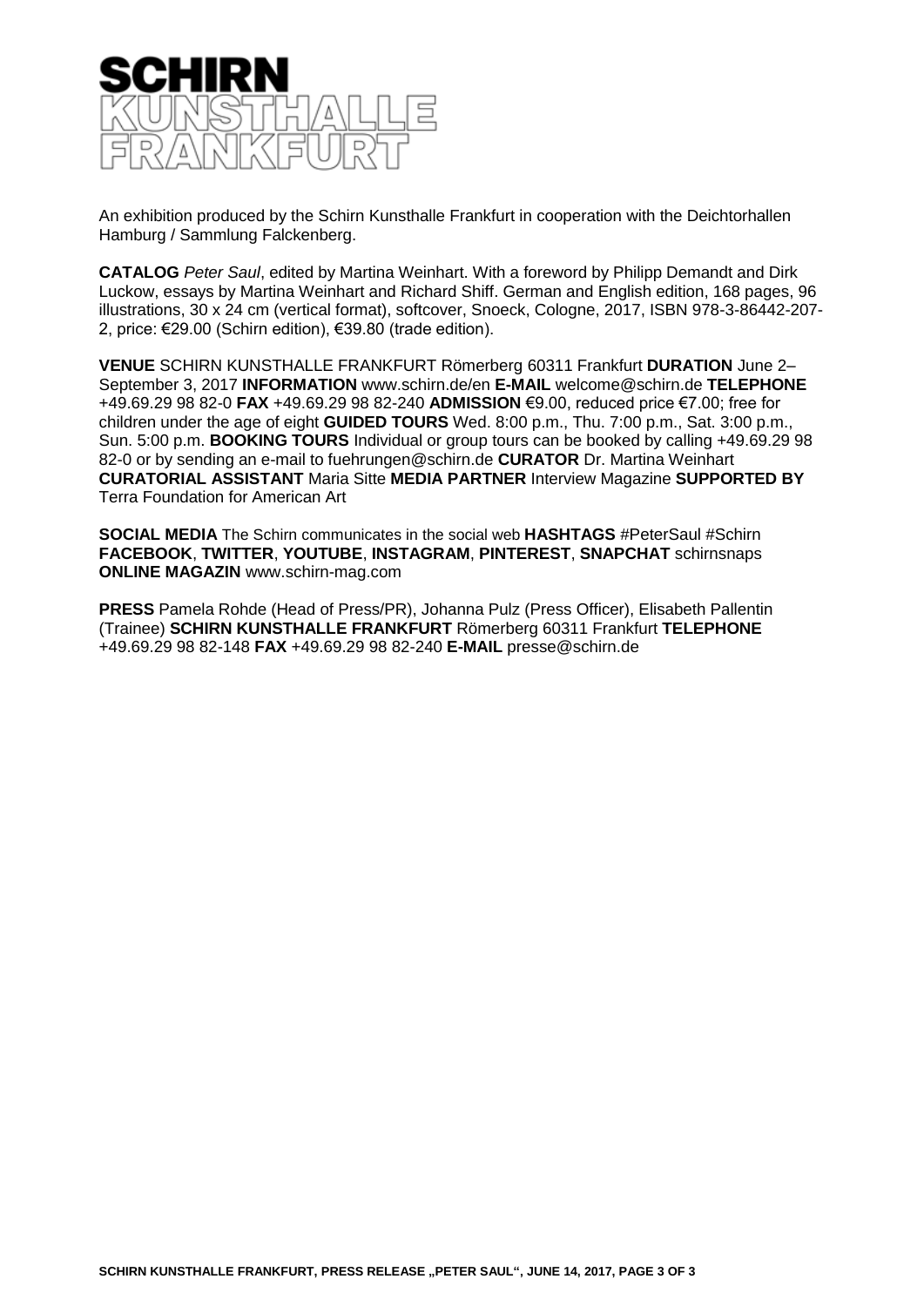SCHIRN KUNSTHALLE FRANKFURT

An exhibition produced by the Schirn Kunsthalle Frankfurt in cooperation with the Deichtorhallen Hamburg / Sammlung Falckenberg.

**CATALOG** *Peter Saul*, edited by Martina Weinhart. With a foreword by Philipp Demandt and Dirk Luckow, essays by Martina Weinhart and Richard Shiff. German and English edition, 168 pages, 96 illustrations, 30 x 24 cm (vertical format), softcover, Snoeck, Cologne, 2017, ISBN 978-3-86442-207-2, price: €29.00 (Schirn edition), €39.80 (trade edition).

**VENUE** SCHIRN KUNSTHALLE FRANKFURT Römerberg 60311 Frankfurt **DURATION** June 2–September 3, 2017 **INFORMATION** www.schirn.de/en **E-MAIL** welcome@schirn.de **TELEPHONE** +49.69.29 98 82-0 **FAX** +49.69.29 98 82-240 **ADMISSION** €9.00, reduced price €7.00; free for children under the age of eight **GUIDED TOURS** Wed. 8:00 p.m., Thu. 7:00 p.m., Sat. 3:00 p.m., Sun. 5:00 p.m. **BOOKING TOURS** Individual or group tours can be booked by calling +49.69.29 98 82-0 or by sending an e-mail to fuehrungen@schirn.de **CURATOR** Dr. Martina Weinhart **CURATORIAL ASSISTANT** Maria Sitte **MEDIA PARTNER** Interview Magazine **SUPPORTED BY** Terra Foundation for American Art

**SOCIAL MEDIA** The Schirn communicates in the social web **HASHTAGS** #PeterSaul #Schirn **FACEBOOK**, **TWITTER**, **YOUTUBE**, **INSTAGRAM**, **PINTEREST**, **SNAPCHAT** schirnsnaps **ONLINE MAGAZIN** www.schirn-mag.com

**PRESS** Pamela Rohde (Head of Press/PR), Johanna Pulz (Press Officer), Elisabeth Pallentin (Trainee) **SCHIRN KUNSTHALLE FRANKFURT** Römerberg 60311 Frankfurt **TELEPHONE** +49.69.29 98 82-148 **FAX** +49.69.29 98 82-240 **E-MAIL** presse@schirn.de